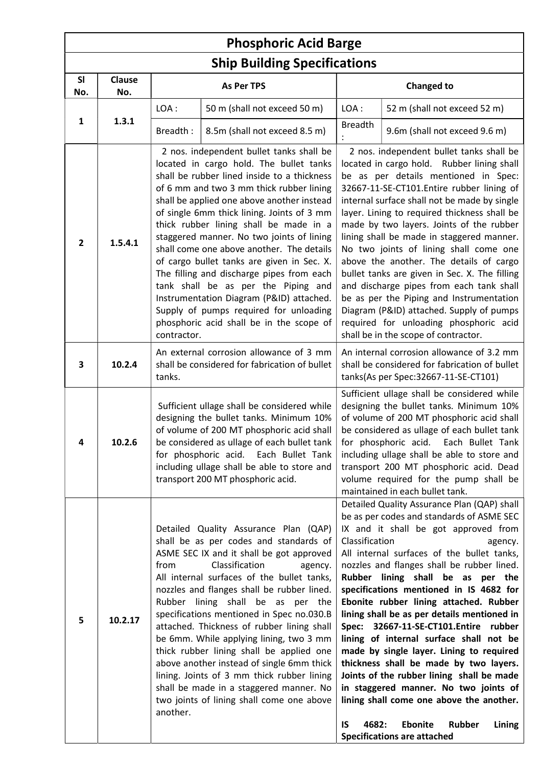# Phosphoric Acid Barge

## Ship Building Specifications

| Sl No. | Clause No. | As Per TPS | | Changed to | |
|---|---|---|---|---|---|
| 1 | 1.3.1 | LOA : | 50 m (shall not exceed 50 m) | LOA : | 52 m (shall not exceed 52 m) |
| | | Breadth : | 8.5m (shall not exceed 8.5 m) | Breadth : | 9.6m (shall not exceed 9.6 m) |
| 2 | 1.5.4.1 | 2 nos. independent bullet tanks shall be located in cargo hold. The bullet tanks shall be rubber lined inside to a thickness of 6 mm and two 3 mm thick rubber lining shall be applied one above another instead of single 6mm thick lining. Joints of 3 mm thick rubber lining shall be made in a staggered manner. No two joints of lining shall come one above another. The details of cargo bullet tanks are given in Sec. X. The filling and discharge pipes from each tank shall be as per the Piping and Instrumentation Diagram (P&ID) attached. Supply of pumps required for unloading phosphoric acid shall be in the scope of contractor. | | 2 nos. independent bullet tanks shall be located in cargo hold. Rubber lining shall be as per details mentioned in Spec: 32667-11-SE-CT101.Entire rubber lining of internal surface shall not be made by single layer. Lining to required thickness shall be made by two layers. Joints of the rubber lining shall be made in staggered manner. No two joints of lining shall come one above the another. The details of cargo bullet tanks are given in Sec. X. The filling and discharge pipes from each tank shall be as per the Piping and Instrumentation Diagram (P&ID) attached. Supply of pumps required for unloading phosphoric acid shall be in the scope of contractor. | |
| 3 | 10.2.4 | An external corrosion allowance of 3 mm shall be considered for fabrication of bullet tanks. | | An internal corrosion allowance of 3.2 mm shall be considered for fabrication of bullet tanks(As per Spec:32667-11-SE-CT101) | |
| 4 | 10.2.6 | Sufficient ullage shall be considered while designing the bullet tanks. Minimum 10% of volume of 200 MT phosphoric acid shall be considered as ullage of each bullet tank for phosphoric acid. Each Bullet Tank including ullage shall be able to store and transport 200 MT phosphoric acid. | | Sufficient ullage shall be considered while designing the bullet tanks. Minimum 10% of volume of 200 MT phosphoric acid shall be considered as ullage of each bullet tank for phosphoric acid. Each Bullet Tank including ullage shall be able to store and transport 200 MT phosphoric acid. Dead volume required for the pump shall be maintained in each bullet tank. | |
| 5 | 10.2.17 | Detailed Quality Assurance Plan (QAP) shall be as per codes and standards of ASME SEC IX and it shall be got approved from Classification agency. All internal surfaces of the bullet tanks, nozzles and flanges shall be rubber lined. Rubber lining shall be as per the specifications mentioned in Spec no.030.B attached. Thickness of rubber lining shall be 6mm. While applying lining, two 3 mm thick rubber lining shall be applied one above another instead of single 6mm thick lining. Joints of 3 mm thick rubber lining shall be made in a staggered manner. No two joints of lining shall come one above another. | | Detailed Quality Assurance Plan (QAP) shall be as per codes and standards of ASME SEC IX and it shall be got approved from Classification agency. All internal surfaces of the bullet tanks, nozzles and flanges shall be rubber lined. **Rubber lining shall be as per the specifications mentioned in IS 4682 for Ebonite rubber lining attached. Rubber lining shall be as per details mentioned in Spec: 32667-11-SE-CT101.Entire rubber lining of internal surface shall not be made by single layer. Lining to required thickness shall be made by two layers. Joints of the rubber lining shall be made in staggered manner. No two joints of lining shall come one above the another.** **IS 4682: Ebonite Rubber Lining Specifications are attached** | |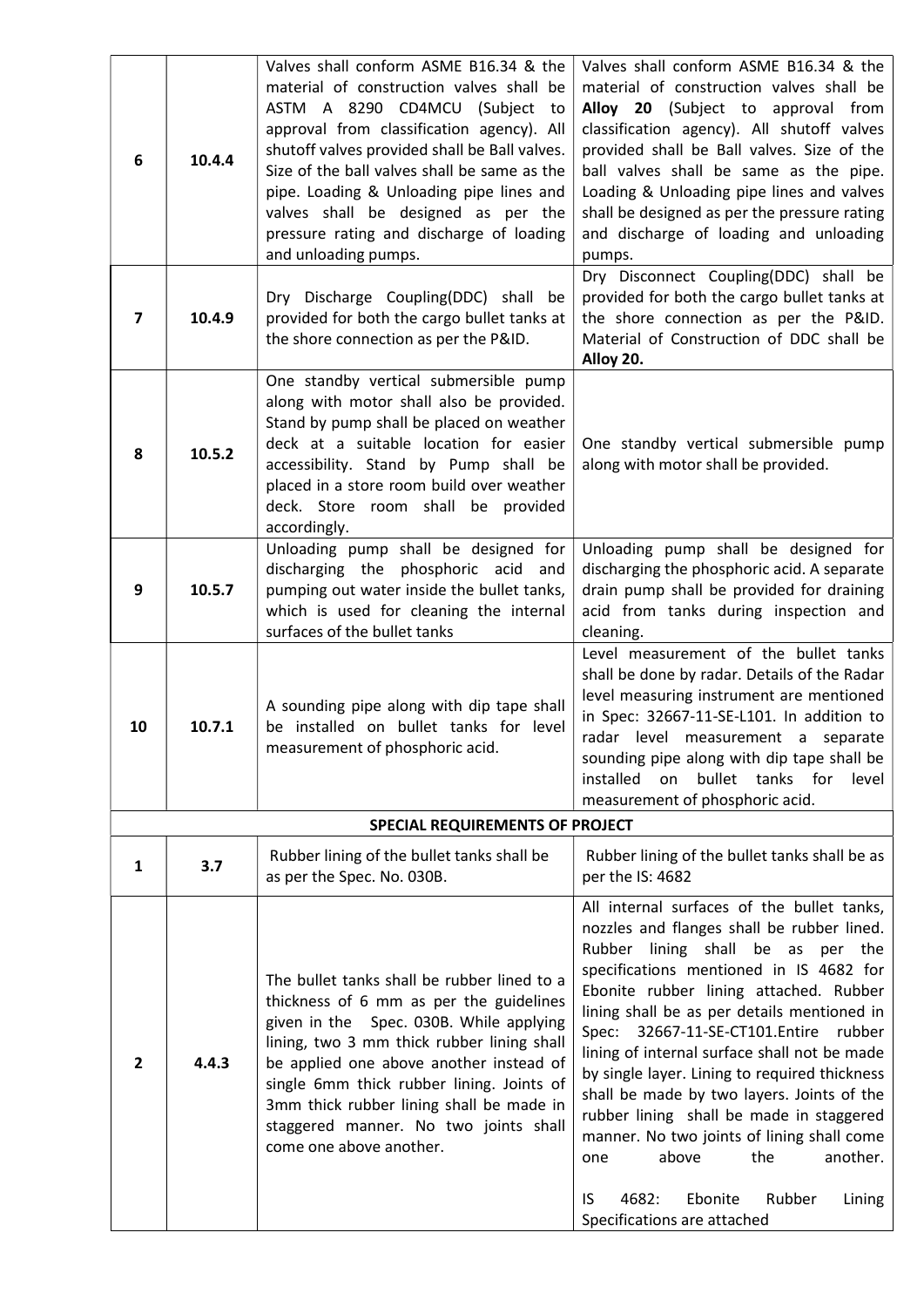| | | | |
|---|---|---|---|
| 6 | 10.4.4 | Valves shall conform ASME B16.34 & the material of construction valves shall be ASTM A 8290 CD4MCU (Subject to approval from classification agency). All shutoff valves provided shall be Ball valves. Size of the ball valves shall be same as the pipe. Loading & Unloading pipe lines and valves shall be designed as per the pressure rating and discharge of loading and unloading pumps. | Valves shall conform ASME B16.34 & the material of construction valves shall be **Alloy 20** (Subject to approval from classification agency). All shutoff valves provided shall be Ball valves. Size of the ball valves shall be same as the pipe. Loading & Unloading pipe lines and valves shall be designed as per the pressure rating and discharge of loading and unloading pumps. |
| 7 | 10.4.9 | Dry Discharge Coupling(DDC) shall be provided for both the cargo bullet tanks at the shore connection as per the P&ID. | Dry Disconnect Coupling(DDC) shall be provided for both the cargo bullet tanks at the shore connection as per the P&ID. Material of Construction of DDC shall be **Alloy 20.** |
| 8 | 10.5.2 | One standby vertical submersible pump along with motor shall also be provided. Stand by pump shall be placed on weather deck at a suitable location for easier accessibility. Stand by Pump shall be placed in a store room build over weather deck. Store room shall be provided accordingly. | One standby vertical submersible pump along with motor shall be provided. |
| 9 | 10.5.7 | Unloading pump shall be designed for discharging the phosphoric acid and pumping out water inside the bullet tanks, which is used for cleaning the internal surfaces of the bullet tanks | Unloading pump shall be designed for discharging the phosphoric acid. A separate drain pump shall be provided for draining acid from tanks during inspection and cleaning. |
| 10 | 10.7.1 | A sounding pipe along with dip tape shall be installed on bullet tanks for level measurement of phosphoric acid. | Level measurement of the bullet tanks shall be done by radar. Details of the Radar level measuring instrument are mentioned in Spec: 32667-11-SE-L101. In addition to radar level measurement a separate sounding pipe along with dip tape shall be installed on bullet tanks for level measurement of phosphoric acid. |
| **SPECIAL REQUIREMENTS OF PROJECT** | | | |
| 1 | 3.7 | Rubber lining of the bullet tanks shall be as per the Spec. No. 030B. | Rubber lining of the bullet tanks shall be as per the IS: 4682 |
| 2 | 4.4.3 | The bullet tanks shall be rubber lined to a thickness of 6 mm as per the guidelines given in the Spec. 030B. While applying lining, two 3 mm thick rubber lining shall be applied one above another instead of single 6mm thick rubber lining. Joints of 3mm thick rubber lining shall be made in staggered manner. No two joints shall come one above another. | All internal surfaces of the bullet tanks, nozzles and flanges shall be rubber lined. Rubber lining shall be as per the specifications mentioned in IS 4682 for Ebonite rubber lining attached. Rubber lining shall be as per details mentioned in Spec: 32667-11-SE-CT101.Entire rubber lining of internal surface shall not be made by single layer. Lining to required thickness shall be made by two layers. Joints of the rubber lining shall be made in staggered manner. No two joints of lining shall come one above the another.<br><br>IS 4682: Ebonite Rubber Lining Specifications are attached |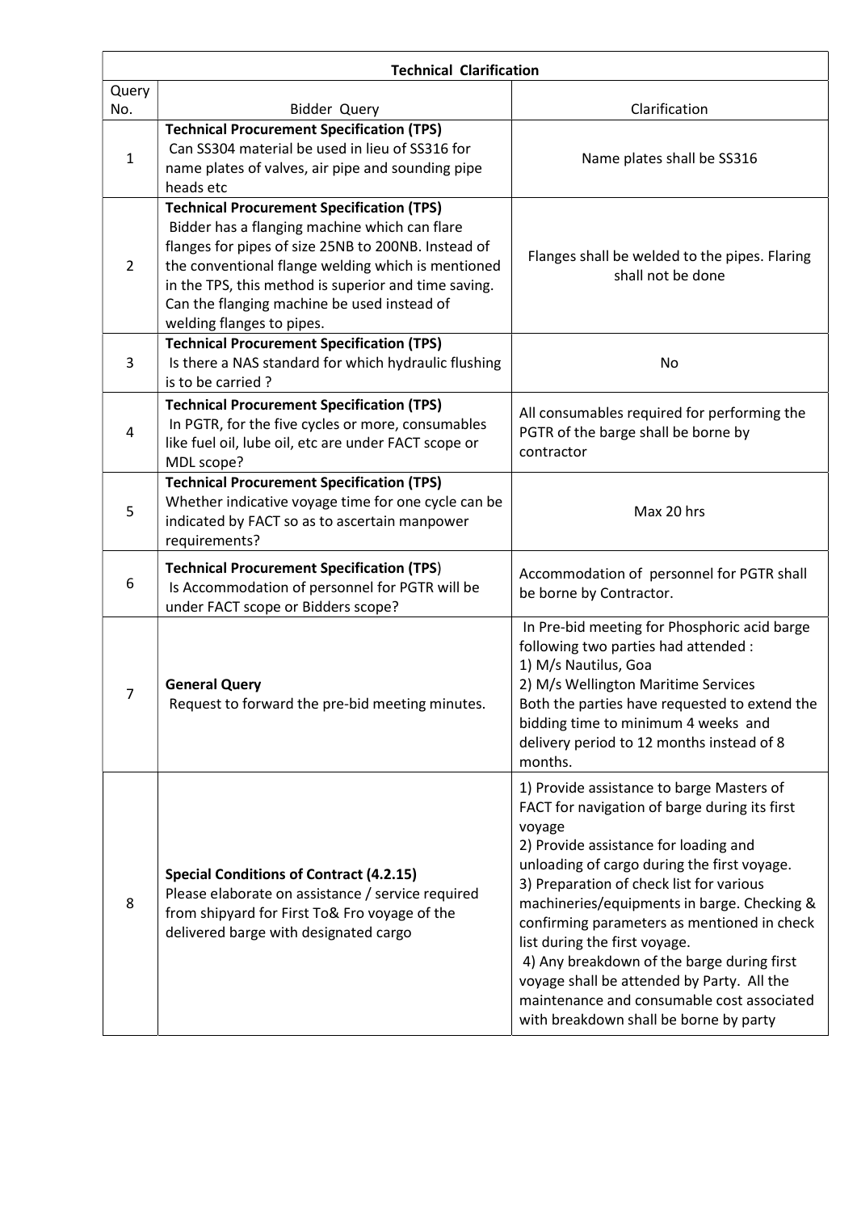| Technical Clarification | | |
|---|---|---|
| Query No. | Bidder Query | Clarification |
| 1 | **Technical Procurement Specification (TPS)** Can SS304 material be used in lieu of SS316 for name plates of valves, air pipe and sounding pipe heads etc | Name plates shall be SS316 |
| 2 | **Technical Procurement Specification (TPS)** Bidder has a flanging machine which can flare flanges for pipes of size 25NB to 200NB. Instead of the conventional flange welding which is mentioned in the TPS, this method is superior and time saving. Can the flanging machine be used instead of welding flanges to pipes. | Flanges shall be welded to the pipes. Flaring shall not be done |
| 3 | **Technical Procurement Specification (TPS)** Is there a NAS standard for which hydraulic flushing is to be carried ? | No |
| 4 | **Technical Procurement Specification (TPS)** In PGTR, for the five cycles or more, consumables like fuel oil, lube oil, etc are under FACT scope or MDL scope? | All consumables required for performing the PGTR of the barge shall be borne by contractor |
| 5 | **Technical Procurement Specification (TPS)** Whether indicative voyage time for one cycle can be indicated by FACT so as to ascertain manpower requirements? | Max 20 hrs |
| 6 | **Technical Procurement Specification (TPS)** Is Accommodation of personnel for PGTR will be under FACT scope or Bidders scope? | Accommodation of personnel for PGTR shall be borne by Contractor. |
| 7 | **General Query** Request to forward the pre-bid meeting minutes. | In Pre-bid meeting for Phosphoric acid barge following two parties had attended : 1) M/s Nautilus, Goa 2) M/s Wellington Maritime Services Both the parties have requested to extend the bidding time to minimum 4 weeks and delivery period to 12 months instead of 8 months. |
| 8 | **Special Conditions of Contract (4.2.15)** Please elaborate on assistance / service required from shipyard for First To& Fro voyage of the delivered barge with designated cargo | 1) Provide assistance to barge Masters of FACT for navigation of barge during its first voyage 2) Provide assistance for loading and unloading of cargo during the first voyage. 3) Preparation of check list for various machineries/equipments in barge. Checking & confirming parameters as mentioned in check list during the first voyage. 4) Any breakdown of the barge during first voyage shall be attended by Party. All the maintenance and consumable cost associated with breakdown shall be borne by party |